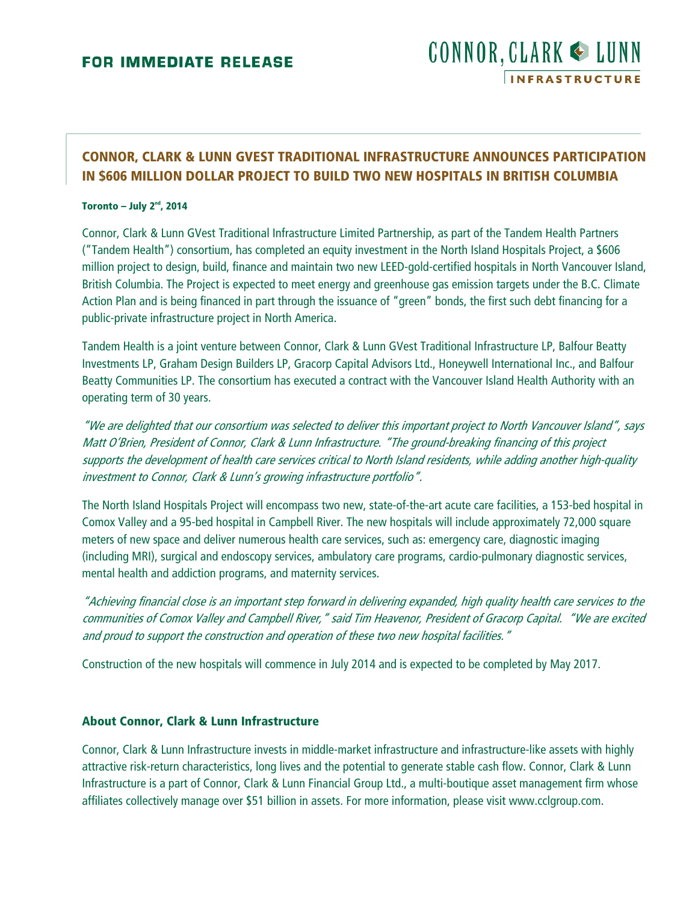**FOR IMMEDIATE RELEASE**

CONNOR, CLARK & LUNN
INFRASTRUCTURE

# CONNOR, CLARK & LUNN GVEST TRADITIONAL INFRASTRUCTURE ANNOUNCES PARTICIPATION IN $606 MILLION DOLLAR PROJECT TO BUILD TWO NEW HOSPITALS IN BRITISH COLUMBIA

**Toronto – July 2nd, 2014**

Connor, Clark & Lunn GVest Traditional Infrastructure Limited Partnership, as part of the Tandem Health Partners ("Tandem Health") consortium, has completed an equity investment in the North Island Hospitals Project, a $606 million project to design, build, finance and maintain two new LEED-gold-certified hospitals in North Vancouver Island, British Columbia. The Project is expected to meet energy and greenhouse gas emission targets under the B.C. Climate Action Plan and is being financed in part through the issuance of "green" bonds, the first such debt financing for a public-private infrastructure project in North America.

Tandem Health is a joint venture between Connor, Clark & Lunn GVest Traditional Infrastructure LP, Balfour Beatty Investments LP, Graham Design Builders LP, Gracorp Capital Advisors Ltd., Honeywell International Inc., and Balfour Beatty Communities LP. The consortium has executed a contract with the Vancouver Island Health Authority with an operating term of 30 years.

*"We are delighted that our consortium was selected to deliver this important project to North Vancouver Island", says Matt O'Brien, President of Connor, Clark & Lunn Infrastructure. "The ground-breaking financing of this project supports the development of health care services critical to North Island residents, while adding another high-quality investment to Connor, Clark & Lunn's growing infrastructure portfolio".*

The North Island Hospitals Project will encompass two new, state-of-the-art acute care facilities, a 153-bed hospital in Comox Valley and a 95-bed hospital in Campbell River. The new hospitals will include approximately 72,000 square meters of new space and deliver numerous health care services, such as: emergency care, diagnostic imaging (including MRI), surgical and endoscopy services, ambulatory care programs, cardio-pulmonary diagnostic services, mental health and addiction programs, and maternity services.

*"Achieving financial close is an important step forward in delivering expanded, high quality health care services to the communities of Comox Valley and Campbell River," said Tim Heavenor, President of Gracorp Capital. "We are excited and proud to support the construction and operation of these two new hospital facilities."*

Construction of the new hospitals will commence in July 2014 and is expected to be completed by May 2017.

## About Connor, Clark & Lunn Infrastructure

Connor, Clark & Lunn Infrastructure invests in middle-market infrastructure and infrastructure-like assets with highly attractive risk-return characteristics, long lives and the potential to generate stable cash flow. Connor, Clark & Lunn Infrastructure is a part of Connor, Clark & Lunn Financial Group Ltd., a multi-boutique asset management firm whose affiliates collectively manage over $51 billion in assets. For more information, please visit www.cclgroup.com.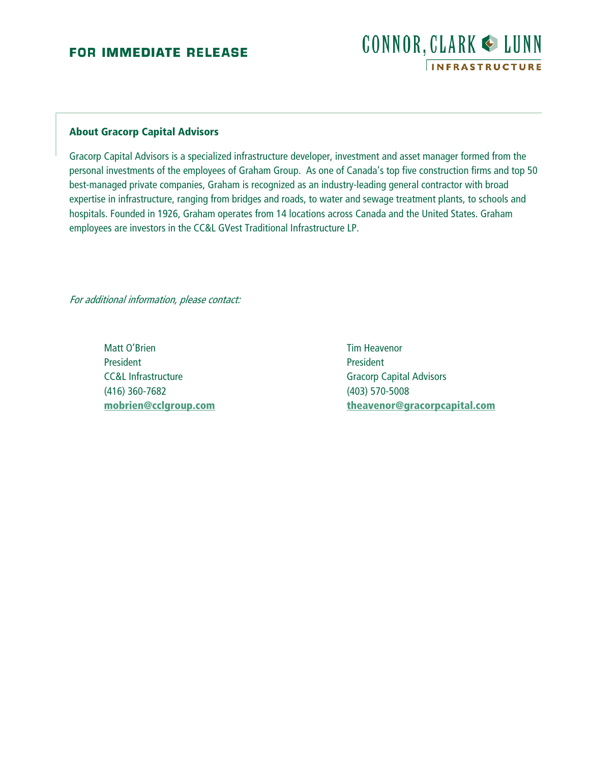## About Gracorp Capital Advisors

Gracorp Capital Advisors is a specialized infrastructure developer, investment and asset manager formed from the personal investments of the employees of Graham Group. As one of Canada's top five construction firms and top 50 best-managed private companies, Graham is recognized as an industry-leading general contractor with broad expertise in infrastructure, ranging from bridges and roads, to water and sewage treatment plants, to schools and hospitals. Founded in 1926, Graham operates from 14 locations across Canada and the United States. Graham employees are investors in the CC&L GVest Traditional Infrastructure LP.

*For additional information, please contact:*

Matt O'Brien
President
CC&L Infrastructure
(416) 360-7682
**mobrien@cclgroup.com**

Tim Heavenor
President
Gracorp Capital Advisors
(403) 570-5008
**theavenor@gracorpcapital.com**